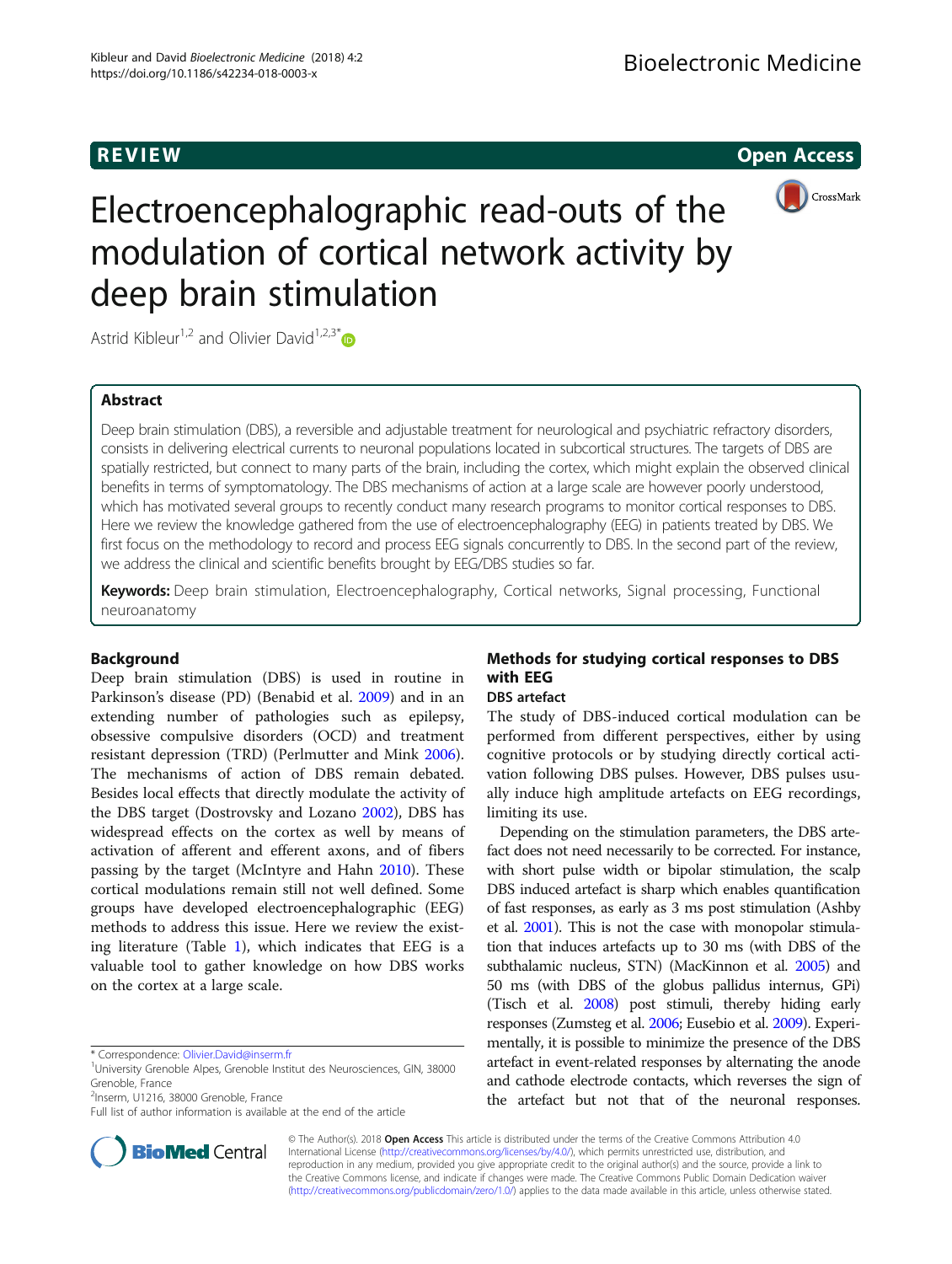REVIEW Open Access

# Electroencephalographic read-outs of the modulation of cortical network activity by deep brain stimulation

Astrid Kibleur[1,2] and Olivier David[1,2,3*]

## Abstract

Deep brain stimulation (DBS), a reversible and adjustable treatment for neurological and psychiatric refractory disorders, consists in delivering electrical currents to neuronal populations located in subcortical structures. The targets of DBS are spatially restricted, but connect to many parts of the brain, including the cortex, which might explain the observed clinical benefits in terms of symptomatology. The DBS mechanisms of action at a large scale are however poorly understood, which has motivated several groups to recently conduct many research programs to monitor cortical responses to DBS. Here we review the knowledge gathered from the use of electroencephalography (EEG) in patients treated by DBS. We first focus on the methodology to record and process EEG signals concurrently to DBS. In the second part of the review, we address the clinical and scientific benefits brought by EEG/DBS studies so far.

**Keywords:** Deep brain stimulation, Electroencephalography, Cortical networks, Signal processing, Functional neuroanatomy

## Background

Deep brain stimulation (DBS) is used in routine in Parkinson's disease (PD) (Benabid et al. 2009) and in an extending number of pathologies such as epilepsy, obsessive compulsive disorders (OCD) and treatment resistant depression (TRD) (Perlmutter and Mink 2006). The mechanisms of action of DBS remain debated. Besides local effects that directly modulate the activity of the DBS target (Dostrovsky and Lozano 2002), DBS has widespread effects on the cortex as well by means of activation of afferent and efferent axons, and of fibers passing by the target (McIntyre and Hahn 2010). These cortical modulations remain still not well defined. Some groups have developed electroencephalographic (EEG) methods to address this issue. Here we review the existing literature (Table 1), which indicates that EEG is a valuable tool to gather knowledge on how DBS works on the cortex at a large scale.

## Methods for studying cortical responses to DBS with EEG

### DBS artefact

The study of DBS-induced cortical modulation can be performed from different perspectives, either by using cognitive protocols or by studying directly cortical activation following DBS pulses. However, DBS pulses usually induce high amplitude artefacts on EEG recordings, limiting its use.

Depending on the stimulation parameters, the DBS artefact does not need necessarily to be corrected. For instance, with short pulse width or bipolar stimulation, the scalp DBS induced artefact is sharp which enables quantification of fast responses, as early as 3 ms post stimulation (Ashby et al. 2001). This is not the case with monopolar stimulation that induces artefacts up to 30 ms (with DBS of the subthalamic nucleus, STN) (MacKinnon et al. 2005) and 50 ms (with DBS of the globus pallidus internus, GPi) (Tisch et al. 2008) post stimuli, thereby hiding early responses (Zumsteg et al. 2006; Eusebio et al. 2009). Experimentally, it is possible to minimize the presence of the DBS artefact in event-related responses by alternating the anode and cathode electrode contacts, which reverses the sign of the artefact but not that of the neuronal responses.

* Correspondence: Olivier.David@inserm.fr
[1]University Grenoble Alpes, Grenoble Institut des Neurosciences, GIN, 38000 Grenoble, France
[2]Inserm, U1216, 38000 Grenoble, France
Full list of author information is available at the end of the article

© The Author(s). 2018 **Open Access** This article is distributed under the terms of the Creative Commons Attribution 4.0 International License (http://creativecommons.org/licenses/by/4.0/), which permits unrestricted use, distribution, and reproduction in any medium, provided you give appropriate credit to the original author(s) and the source, provide a link to the Creative Commons license, and indicate if changes were made. The Creative Commons Public Domain Dedication waiver (http://creativecommons.org/publicdomain/zero/1.0/) applies to the data made available in this article, unless otherwise stated.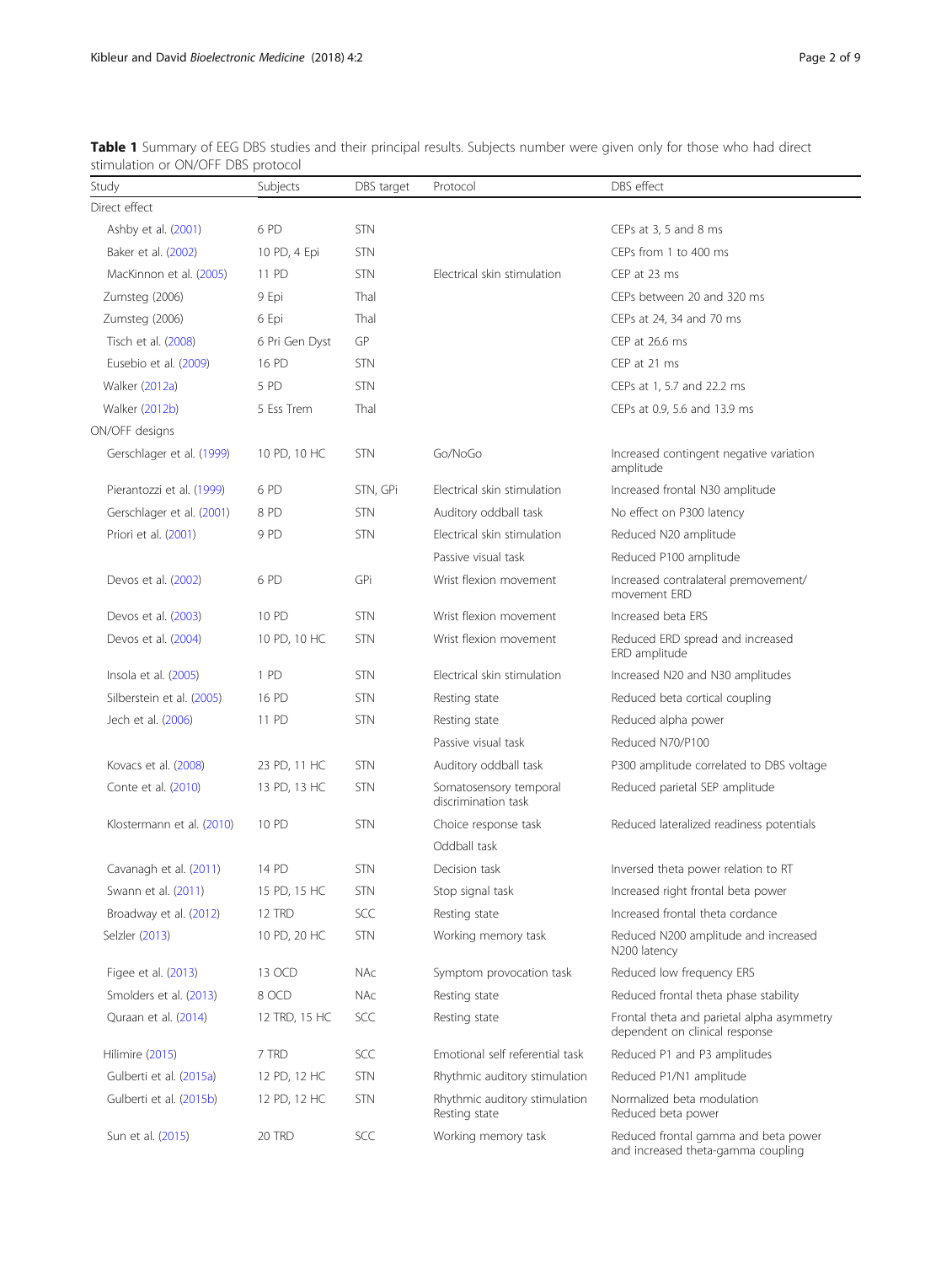**Table 1** Summary of EEG DBS studies and their principal results. Subjects number were given only for those who had direct stimulation or ON/OFF DBS protocol

| Study | Subjects | DBS target | Protocol | DBS effect |
|---|---|---|---|---|
| Direct effect | | | | |
| Ashby et al. (2001) | 6 PD | STN | | CEPs at 3, 5 and 8 ms |
| Baker et al. (2002) | 10 PD, 4 Epi | STN | | CEPs from 1 to 400 ms |
| MacKinnon et al. (2005) | 11 PD | STN | Electrical skin stimulation | CEP at 23 ms |
| Zumsteg (2006) | 9 Epi | Thal | | CEPs between 20 and 320 ms |
| Zumsteg (2006) | 6 Epi | Thal | | CEPs at 24, 34 and 70 ms |
| Tisch et al. (2008) | 6 Pri Gen Dyst | GP | | CEP at 26.6 ms |
| Eusebio et al. (2009) | 16 PD | STN | | CEP at 21 ms |
| Walker (2012a) | 5 PD | STN | | CEPs at 1, 5.7 and 22.2 ms |
| Walker (2012b) | 5 Ess Trem | Thal | | CEPs at 0.9, 5.6 and 13.9 ms |
| ON/OFF designs | | | | |
| Gerschlager et al. (1999) | 10 PD, 10 HC | STN | Go/NoGo | Increased contingent negative variation amplitude |
| Pierantozzi et al. (1999) | 6 PD | STN, GPi | Electrical skin stimulation | Increased frontal N30 amplitude |
| Gerschlager et al. (2001) | 8 PD | STN | Auditory oddball task | No effect on P300 latency |
| Priori et al. (2001) | 9 PD | STN | Electrical skin stimulation | Reduced N20 amplitude |
| | | | Passive visual task | Reduced P100 amplitude |
| Devos et al. (2002) | 6 PD | GPi | Wrist flexion movement | Increased contralateral premovement/ movement ERD |
| Devos et al. (2003) | 10 PD | STN | Wrist flexion movement | Increased beta ERS |
| Devos et al. (2004) | 10 PD, 10 HC | STN | Wrist flexion movement | Reduced ERD spread and increased ERD amplitude |
| Insola et al. (2005) | 1 PD | STN | Electrical skin stimulation | Increased N20 and N30 amplitudes |
| Silberstein et al. (2005) | 16 PD | STN | Resting state | Reduced beta cortical coupling |
| Jech et al. (2006) | 11 PD | STN | Resting state | Reduced alpha power |
| | | | Passive visual task | Reduced N70/P100 |
| Kovacs et al. (2008) | 23 PD, 11 HC | STN | Auditory oddball task | P300 amplitude correlated to DBS voltage |
| Conte et al. (2010) | 13 PD, 13 HC | STN | Somatosensory temporal discrimination task | Reduced parietal SEP amplitude |
| Klostermann et al. (2010) | 10 PD | STN | Choice response task | Reduced lateralized readiness potentials |
| | | | Oddball task | |
| Cavanagh et al. (2011) | 14 PD | STN | Decision task | Inversed theta power relation to RT |
| Swann et al. (2011) | 15 PD, 15 HC | STN | Stop signal task | Increased right frontal beta power |
| Broadway et al. (2012) | 12 TRD | SCC | Resting state | Increased frontal theta cordance |
| Selzler (2013) | 10 PD, 20 HC | STN | Working memory task | Reduced N200 amplitude and increased N200 latency |
| Figee et al. (2013) | 13 OCD | NAc | Symptom provocation task | Reduced low frequency ERS |
| Smolders et al. (2013) | 8 OCD | NAc | Resting state | Reduced frontal theta phase stability |
| Quraan et al. (2014) | 12 TRD, 15 HC | SCC | Resting state | Frontal theta and parietal alpha asymmetry dependent on clinical response |
| Hilimire (2015) | 7 TRD | SCC | Emotional self referential task | Reduced P1 and P3 amplitudes |
| Gulberti et al. (2015a) | 12 PD, 12 HC | STN | Rhythmic auditory stimulation | Reduced P1/N1 amplitude |
| Gulberti et al. (2015b) | 12 PD, 12 HC | STN | Rhythmic auditory stimulation<br>Resting state | Normalized beta modulation<br>Reduced beta power |
| Sun et al. (2015) | 20 TRD | SCC | Working memory task | Reduced frontal gamma and beta power and increased theta-gamma coupling |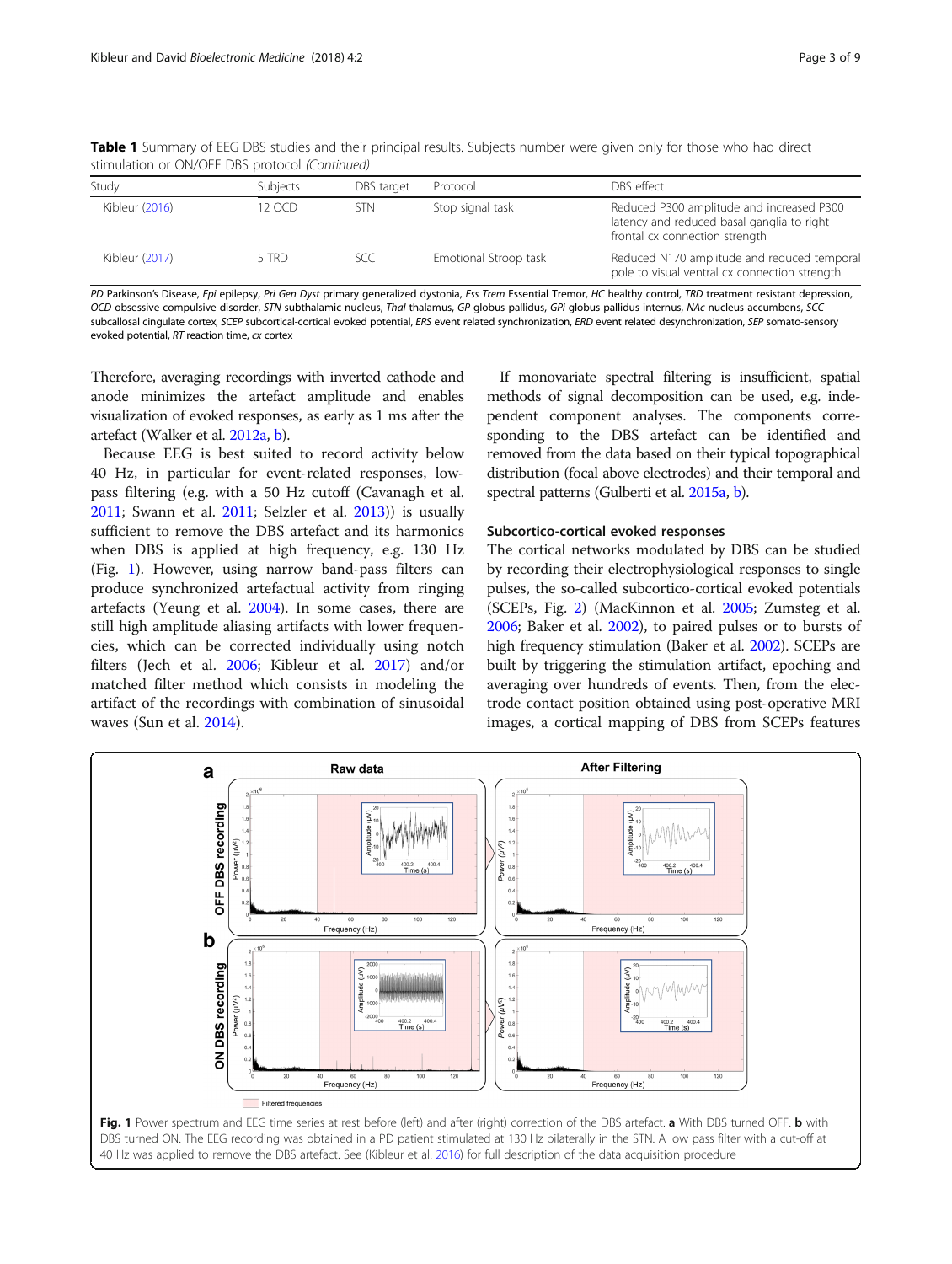**Table 1** Summary of EEG DBS studies and their principal results. Subjects number were given only for those who had direct stimulation or ON/OFF DBS protocol *(Continued)*

| Study | Subjects | DBS target | Protocol | DBS effect |
|---|---|---|---|---|
| Kibleur (2016) | 12 OCD | STN | Stop signal task | Reduced P300 amplitude and increased P300 latency and reduced basal ganglia to right frontal cx connection strength |
| Kibleur (2017) | 5 TRD | SCC | Emotional Stroop task | Reduced N170 amplitude and reduced temporal pole to visual ventral cx connection strength |

*PD* Parkinson's Disease, *Epi* epilepsy, *Pri Gen Dyst* primary generalized dystonia, *Ess Trem* Essential Tremor, *HC* healthy control, *TRD* treatment resistant depression, *OCD* obsessive compulsive disorder, *STN* subthalamic nucleus, *Thal* thalamus, *GP* globus pallidus, *GPi* globus pallidus internus, *NAc* nucleus accumbens, *SCC* subcallosal cingulate cortex, *SCEP* subcortical-cortical evoked potential, *ERS* event related synchronization, *ERD* event related desynchronization, *SEP* somato-sensory evoked potential, *RT* reaction time, *cx* cortex

Therefore, averaging recordings with inverted cathode and anode minimizes the artefact amplitude and enables visualization of evoked responses, as early as 1 ms after the artefact (Walker et al. 2012a, b).

Because EEG is best suited to record activity below 40 Hz, in particular for event-related responses, low-pass filtering (e.g. with a 50 Hz cutoff (Cavanagh et al. 2011; Swann et al. 2011; Selzler et al. 2013)) is usually sufficient to remove the DBS artefact and its harmonics when DBS is applied at high frequency, e.g. 130 Hz (Fig. 1). However, using narrow band-pass filters can produce synchronized artefactual activity from ringing artefacts (Yeung et al. 2004). In some cases, there are still high amplitude aliasing artifacts with lower frequencies, which can be corrected individually using notch filters (Jech et al. 2006; Kibleur et al. 2017) and/or matched filter method which consists in modeling the artifact of the recordings with combination of sinusoidal waves (Sun et al. 2014).

If monovariate spectral filtering is insufficient, spatial methods of signal decomposition can be used, e.g. independent component analyses. The components corresponding to the DBS artefact can be identified and removed from the data based on their typical topographical distribution (focal above electrodes) and their temporal and spectral patterns (Gulberti et al. 2015a, b).

### Subcortico-cortical evoked responses

The cortical networks modulated by DBS can be studied by recording their electrophysiological responses to single pulses, the so-called subcortico-cortical evoked potentials (SCEPs, Fig. 2) (MacKinnon et al. 2005; Zumsteg et al. 2006; Baker et al. 2002), to paired pulses or to bursts of high frequency stimulation (Baker et al. 2002). SCEPs are built by triggering the stimulation artifact, epoching and averaging over hundreds of events. Then, from the electrode contact position obtained using post-operative MRI images, a cortical mapping of DBS from SCEPs features

**Fig. 1** Power spectrum and EEG time series at rest before (left) and after (right) correction of the DBS artefact. **a** With DBS turned OFF. **b** with DBS turned ON. The EEG recording was obtained in a PD patient stimulated at 130 Hz bilaterally in the STN. A low pass filter with a cut-off at 40 Hz was applied to remove the DBS artefact. See (Kibleur et al. 2016) for full description of the data acquisition procedure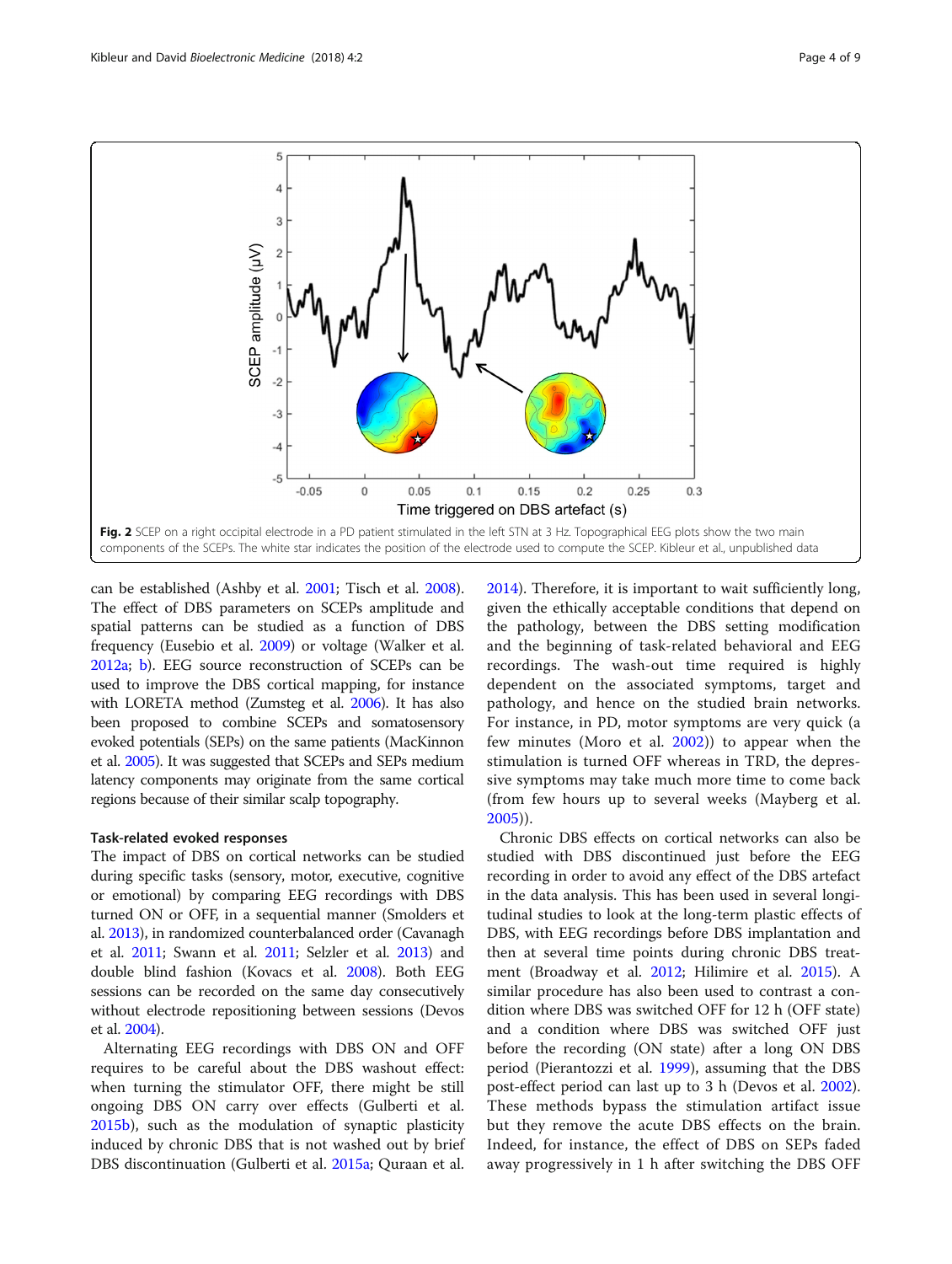Fig. 2 SCEP on a right occipital electrode in a PD patient stimulated in the left STN at 3 Hz. Topographical EEG plots show the two main components of the SCEPs. The white star indicates the position of the electrode used to compute the SCEP. Kibleur et al., unpublished data

can be established (Ashby et al. 2001; Tisch et al. 2008). The effect of DBS parameters on SCEPs amplitude and spatial patterns can be studied as a function of DBS frequency (Eusebio et al. 2009) or voltage (Walker et al. 2012a; b). EEG source reconstruction of SCEPs can be used to improve the DBS cortical mapping, for instance with LORETA method (Zumsteg et al. 2006). It has also been proposed to combine SCEPs and somatosensory evoked potentials (SEPs) on the same patients (MacKinnon et al. 2005). It was suggested that SCEPs and SEPs medium latency components may originate from the same cortical regions because of their similar scalp topography.

### Task-related evoked responses

The impact of DBS on cortical networks can be studied during specific tasks (sensory, motor, executive, cognitive or emotional) by comparing EEG recordings with DBS turned ON or OFF, in a sequential manner (Smolders et al. 2013), in randomized counterbalanced order (Cavanagh et al. 2011; Swann et al. 2011; Selzler et al. 2013) and double blind fashion (Kovacs et al. 2008). Both EEG sessions can be recorded on the same day consecutively without electrode repositioning between sessions (Devos et al. 2004).

Alternating EEG recordings with DBS ON and OFF requires to be careful about the DBS washout effect: when turning the stimulator OFF, there might be still ongoing DBS ON carry over effects (Gulberti et al. 2015b), such as the modulation of synaptic plasticity induced by chronic DBS that is not washed out by brief DBS discontinuation (Gulberti et al. 2015a; Quraan et al. 2014). Therefore, it is important to wait sufficiently long, given the ethically acceptable conditions that depend on the pathology, between the DBS setting modification and the beginning of task-related behavioral and EEG recordings. The wash-out time required is highly dependent on the associated symptoms, target and pathology, and hence on the studied brain networks. For instance, in PD, motor symptoms are very quick (a few minutes (Moro et al. 2002)) to appear when the stimulation is turned OFF whereas in TRD, the depressive symptoms may take much more time to come back (from few hours up to several weeks (Mayberg et al. 2005)).

Chronic DBS effects on cortical networks can also be studied with DBS discontinued just before the EEG recording in order to avoid any effect of the DBS artefact in the data analysis. This has been used in several longitudinal studies to look at the long-term plastic effects of DBS, with EEG recordings before DBS implantation and then at several time points during chronic DBS treatment (Broadway et al. 2012; Hilimire et al. 2015). A similar procedure has also been used to contrast a condition where DBS was switched OFF for 12 h (OFF state) and a condition where DBS was switched OFF just before the recording (ON state) after a long ON DBS period (Pierantozzi et al. 1999), assuming that the DBS post-effect period can last up to 3 h (Devos et al. 2002). These methods bypass the stimulation artifact issue but they remove the acute DBS effects on the brain. Indeed, for instance, the effect of DBS on SEPs faded away progressively in 1 h after switching the DBS OFF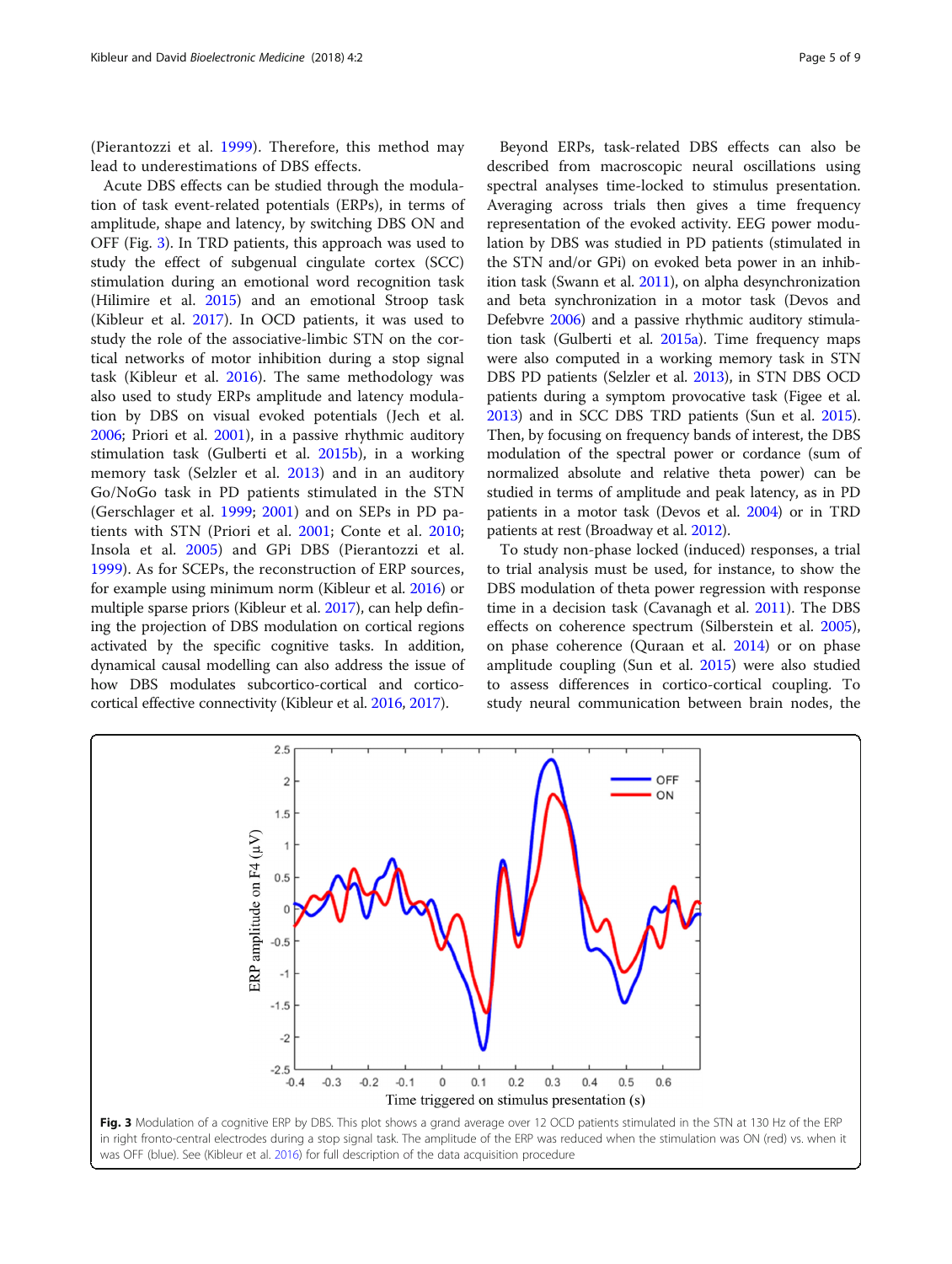(Pierantozzi et al. 1999). Therefore, this method may lead to underestimations of DBS effects.

Acute DBS effects can be studied through the modulation of task event-related potentials (ERPs), in terms of amplitude, shape and latency, by switching DBS ON and OFF (Fig. 3). In TRD patients, this approach was used to study the effect of subgenual cingulate cortex (SCC) stimulation during an emotional word recognition task (Hilimire et al. 2015) and an emotional Stroop task (Kibleur et al. 2017). In OCD patients, it was used to study the role of the associative-limbic STN on the cortical networks of motor inhibition during a stop signal task (Kibleur et al. 2016). The same methodology was also used to study ERPs amplitude and latency modulation by DBS on visual evoked potentials (Jech et al. 2006; Priori et al. 2001), in a passive rhythmic auditory stimulation task (Gulberti et al. 2015b), in a working memory task (Selzler et al. 2013) and in an auditory Go/NoGo task in PD patients stimulated in the STN (Gerschlager et al. 1999; 2001) and on SEPs in PD patients with STN (Priori et al. 2001; Conte et al. 2010; Insola et al. 2005) and GPi DBS (Pierantozzi et al. 1999). As for SCEPs, the reconstruction of ERP sources, for example using minimum norm (Kibleur et al. 2016) or multiple sparse priors (Kibleur et al. 2017), can help defining the projection of DBS modulation on cortical regions activated by the specific cognitive tasks. In addition, dynamical causal modelling can also address the issue of how DBS modulates subcortico-cortical and cortico-cortical effective connectivity (Kibleur et al. 2016, 2017).

Beyond ERPs, task-related DBS effects can also be described from macroscopic neural oscillations using spectral analyses time-locked to stimulus presentation. Averaging across trials then gives a time frequency representation of the evoked activity. EEG power modulation by DBS was studied in PD patients (stimulated in the STN and/or GPi) on evoked beta power in an inhibition task (Swann et al. 2011), on alpha desynchronization and beta synchronization in a motor task (Devos and Defebvre 2006) and a passive rhythmic auditory stimulation task (Gulberti et al. 2015a). Time frequency maps were also computed in a working memory task in STN DBS PD patients (Selzler et al. 2013), in STN DBS OCD patients during a symptom provocative task (Figee et al. 2013) and in SCC DBS TRD patients (Sun et al. 2015). Then, by focusing on frequency bands of interest, the DBS modulation of the spectral power or cordance (sum of normalized absolute and relative theta power) can be studied in terms of amplitude and peak latency, as in PD patients in a motor task (Devos et al. 2004) or in TRD patients at rest (Broadway et al. 2012).

To study non-phase locked (induced) responses, a trial to trial analysis must be used, for instance, to show the DBS modulation of theta power regression with response time in a decision task (Cavanagh et al. 2011). The DBS effects on coherence spectrum (Silberstein et al. 2005), on phase coherence (Quraan et al. 2014) or on phase amplitude coupling (Sun et al. 2015) were also studied to assess differences in cortico-cortical coupling. To study neural communication between brain nodes, the

**Fig. 3** Modulation of a cognitive ERP by DBS. This plot shows a grand average over 12 OCD patients stimulated in the STN at 130 Hz of the ERP in right fronto-central electrodes during a stop signal task. The amplitude of the ERP was reduced when the stimulation was ON (red) vs. when it was OFF (blue). See (Kibleur et al. 2016) for full description of the data acquisition procedure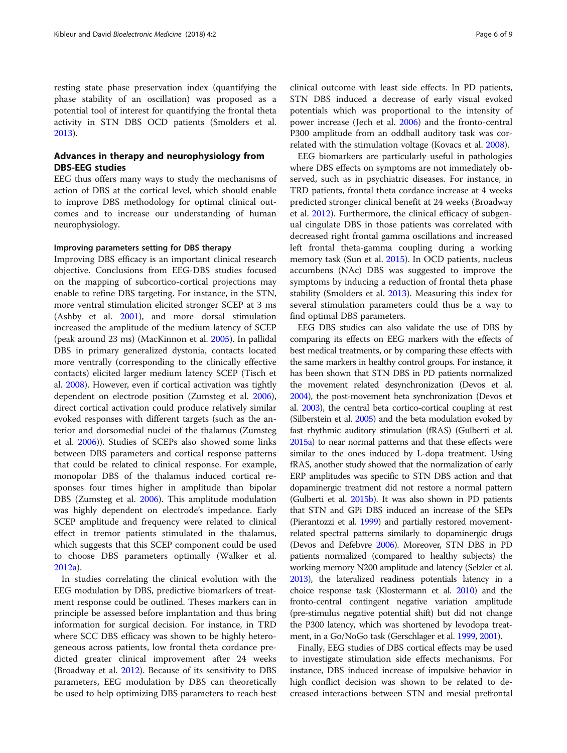resting state phase preservation index (quantifying the phase stability of an oscillation) was proposed as a potential tool of interest for quantifying the frontal theta activity in STN DBS OCD patients (Smolders et al. 2013).

## Advances in therapy and neurophysiology from DBS-EEG studies

EEG thus offers many ways to study the mechanisms of action of DBS at the cortical level, which should enable to improve DBS methodology for optimal clinical outcomes and to increase our understanding of human neurophysiology.

### Improving parameters setting for DBS therapy

Improving DBS efficacy is an important clinical research objective. Conclusions from EEG-DBS studies focused on the mapping of subcortico-cortical projections may enable to refine DBS targeting. For instance, in the STN, more ventral stimulation elicited stronger SCEP at 3 ms (Ashby et al. 2001), and more dorsal stimulation increased the amplitude of the medium latency of SCEP (peak around 23 ms) (MacKinnon et al. 2005). In pallidal DBS in primary generalized dystonia, contacts located more ventrally (corresponding to the clinically effective contacts) elicited larger medium latency SCEP (Tisch et al. 2008). However, even if cortical activation was tightly dependent on electrode position (Zumsteg et al. 2006), direct cortical activation could produce relatively similar evoked responses with different targets (such as the anterior and dorsomedial nuclei of the thalamus (Zumsteg et al. 2006)). Studies of SCEPs also showed some links between DBS parameters and cortical response patterns that could be related to clinical response. For example, monopolar DBS of the thalamus induced cortical responses four times higher in amplitude than bipolar DBS (Zumsteg et al. 2006). This amplitude modulation was highly dependent on electrode's impedance. Early SCEP amplitude and frequency were related to clinical effect in tremor patients stimulated in the thalamus, which suggests that this SCEP component could be used to choose DBS parameters optimally (Walker et al. 2012a).

In studies correlating the clinical evolution with the EEG modulation by DBS, predictive biomarkers of treatment response could be outlined. Theses markers can in principle be assessed before implantation and thus bring information for surgical decision. For instance, in TRD where SCC DBS efficacy was shown to be highly heterogeneous across patients, low frontal theta cordance predicted greater clinical improvement after 24 weeks (Broadway et al. 2012). Because of its sensitivity to DBS parameters, EEG modulation by DBS can theoretically be used to help optimizing DBS parameters to reach best clinical outcome with least side effects. In PD patients, STN DBS induced a decrease of early visual evoked potentials which was proportional to the intensity of power increase (Jech et al. 2006) and the fronto-central P300 amplitude from an oddball auditory task was correlated with the stimulation voltage (Kovacs et al. 2008).

EEG biomarkers are particularly useful in pathologies where DBS effects on symptoms are not immediately observed, such as in psychiatric diseases. For instance, in TRD patients, frontal theta cordance increase at 4 weeks predicted stronger clinical benefit at 24 weeks (Broadway et al. 2012). Furthermore, the clinical efficacy of subgenual cingulate DBS in those patients was correlated with decreased right frontal gamma oscillations and increased left frontal theta-gamma coupling during a working memory task (Sun et al. 2015). In OCD patients, nucleus accumbens (NAc) DBS was suggested to improve the symptoms by inducing a reduction of frontal theta phase stability (Smolders et al. 2013). Measuring this index for several stimulation parameters could thus be a way to find optimal DBS parameters.

EEG DBS studies can also validate the use of DBS by comparing its effects on EEG markers with the effects of best medical treatments, or by comparing these effects with the same markers in healthy control groups. For instance, it has been shown that STN DBS in PD patients normalized the movement related desynchronization (Devos et al. 2004), the post-movement beta synchronization (Devos et al. 2003), the central beta cortico-cortical coupling at rest (Silberstein et al. 2005) and the beta modulation evoked by fast rhythmic auditory stimulation (fRAS) (Gulberti et al. 2015a) to near normal patterns and that these effects were similar to the ones induced by L-dopa treatment. Using fRAS, another study showed that the normalization of early ERP amplitudes was specific to STN DBS action and that dopaminergic treatment did not restore a normal pattern (Gulberti et al. 2015b). It was also shown in PD patients that STN and GPi DBS induced an increase of the SEPs (Pierantozzi et al. 1999) and partially restored movement-related spectral patterns similarly to dopaminergic drugs (Devos and Defebvre 2006). Moreover, STN DBS in PD patients normalized (compared to healthy subjects) the working memory N200 amplitude and latency (Selzler et al. 2013), the lateralized readiness potentials latency in a choice response task (Klostermann et al. 2010) and the fronto-central contingent negative variation amplitude (pre-stimulus negative potential shift) but did not change the P300 latency, which was shortened by levodopa treatment, in a Go/NoGo task (Gerschlager et al. 1999, 2001).

Finally, EEG studies of DBS cortical effects may be used to investigate stimulation side effects mechanisms. For instance, DBS induced increase of impulsive behavior in high conflict decision was shown to be related to decreased interactions between STN and mesial prefrontal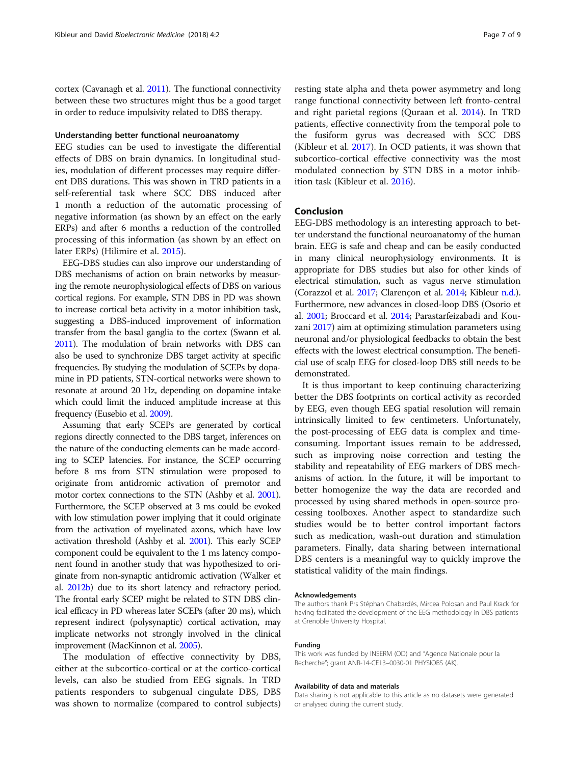cortex (Cavanagh et al. 2011). The functional connectivity between these two structures might thus be a good target in order to reduce impulsivity related to DBS therapy.

### Understanding better functional neuroanatomy

EEG studies can be used to investigate the differential effects of DBS on brain dynamics. In longitudinal studies, modulation of different processes may require different DBS durations. This was shown in TRD patients in a self-referential task where SCC DBS induced after 1 month a reduction of the automatic processing of negative information (as shown by an effect on the early ERPs) and after 6 months a reduction of the controlled processing of this information (as shown by an effect on later ERPs) (Hilimire et al. 2015).

EEG-DBS studies can also improve our understanding of DBS mechanisms of action on brain networks by measuring the remote neurophysiological effects of DBS on various cortical regions. For example, STN DBS in PD was shown to increase cortical beta activity in a motor inhibition task, suggesting a DBS-induced improvement of information transfer from the basal ganglia to the cortex (Swann et al. 2011). The modulation of brain networks with DBS can also be used to synchronize DBS target activity at specific frequencies. By studying the modulation of SCEPs by dopamine in PD patients, STN-cortical networks were shown to resonate at around 20 Hz, depending on dopamine intake which could limit the induced amplitude increase at this frequency (Eusebio et al. 2009).

Assuming that early SCEPs are generated by cortical regions directly connected to the DBS target, inferences on the nature of the conducting elements can be made according to SCEP latencies. For instance, the SCEP occurring before 8 ms from STN stimulation were proposed to originate from antidromic activation of premotor and motor cortex connections to the STN (Ashby et al. 2001). Furthermore, the SCEP observed at 3 ms could be evoked with low stimulation power implying that it could originate from the activation of myelinated axons, which have low activation threshold (Ashby et al. 2001). This early SCEP component could be equivalent to the 1 ms latency component found in another study that was hypothesized to originate from non-synaptic antidromic activation (Walker et al. 2012b) due to its short latency and refractory period. The frontal early SCEP might be related to STN DBS clinical efficacy in PD whereas later SCEPs (after 20 ms), which represent indirect (polysynaptic) cortical activation, may implicate networks not strongly involved in the clinical improvement (MacKinnon et al. 2005).

The modulation of effective connectivity by DBS, either at the subcortico-cortical or at the cortico-cortical levels, can also be studied from EEG signals. In TRD patients responders to subgenual cingulate DBS, DBS was shown to normalize (compared to control subjects) resting state alpha and theta power asymmetry and long range functional connectivity between left fronto-central and right parietal regions (Quraan et al. 2014). In TRD patients, effective connectivity from the temporal pole to the fusiform gyrus was decreased with SCC DBS (Kibleur et al. 2017). In OCD patients, it was shown that subcortico-cortical effective connectivity was the most modulated connection by STN DBS in a motor inhibition task (Kibleur et al. 2016).

## Conclusion

EEG-DBS methodology is an interesting approach to better understand the functional neuroanatomy of the human brain. EEG is safe and cheap and can be easily conducted in many clinical neurophysiology environments. It is appropriate for DBS studies but also for other kinds of electrical stimulation, such as vagus nerve stimulation (Corazzol et al. 2017; Clarençon et al. 2014; Kibleur n.d.). Furthermore, new advances in closed-loop DBS (Osorio et al. 2001; Broccard et al. 2014; Parastarfeizabadi and Kouzani 2017) aim at optimizing stimulation parameters using neuronal and/or physiological feedbacks to obtain the best effects with the lowest electrical consumption. The beneficial use of scalp EEG for closed-loop DBS still needs to be demonstrated.

It is thus important to keep continuing characterizing better the DBS footprints on cortical activity as recorded by EEG, even though EEG spatial resolution will remain intrinsically limited to few centimeters. Unfortunately, the post-processing of EEG data is complex and time-consuming. Important issues remain to be addressed, such as improving noise correction and testing the stability and repeatability of EEG markers of DBS mechanisms of action. In the future, it will be important to better homogenize the way the data are recorded and processed by using shared methods in open-source processing toolboxes. Another aspect to standardize such studies would be to better control important factors such as medication, wash-out duration and stimulation parameters. Finally, data sharing between international DBS centers is a meaningful way to quickly improve the statistical validity of the main findings.

#### Acknowledgements

The authors thank Prs Stéphan Chabardès, Mircea Polosan and Paul Krack for having facilitated the development of the EEG methodology in DBS patients at Grenoble University Hospital.

#### Funding

This work was funded by INSERM (OD) and "Agence Nationale pour la Recherche"; grant ANR-14-CE13–0030-01 PHYSIOBS (AK).

#### Availability of data and materials

Data sharing is not applicable to this article as no datasets were generated or analysed during the current study.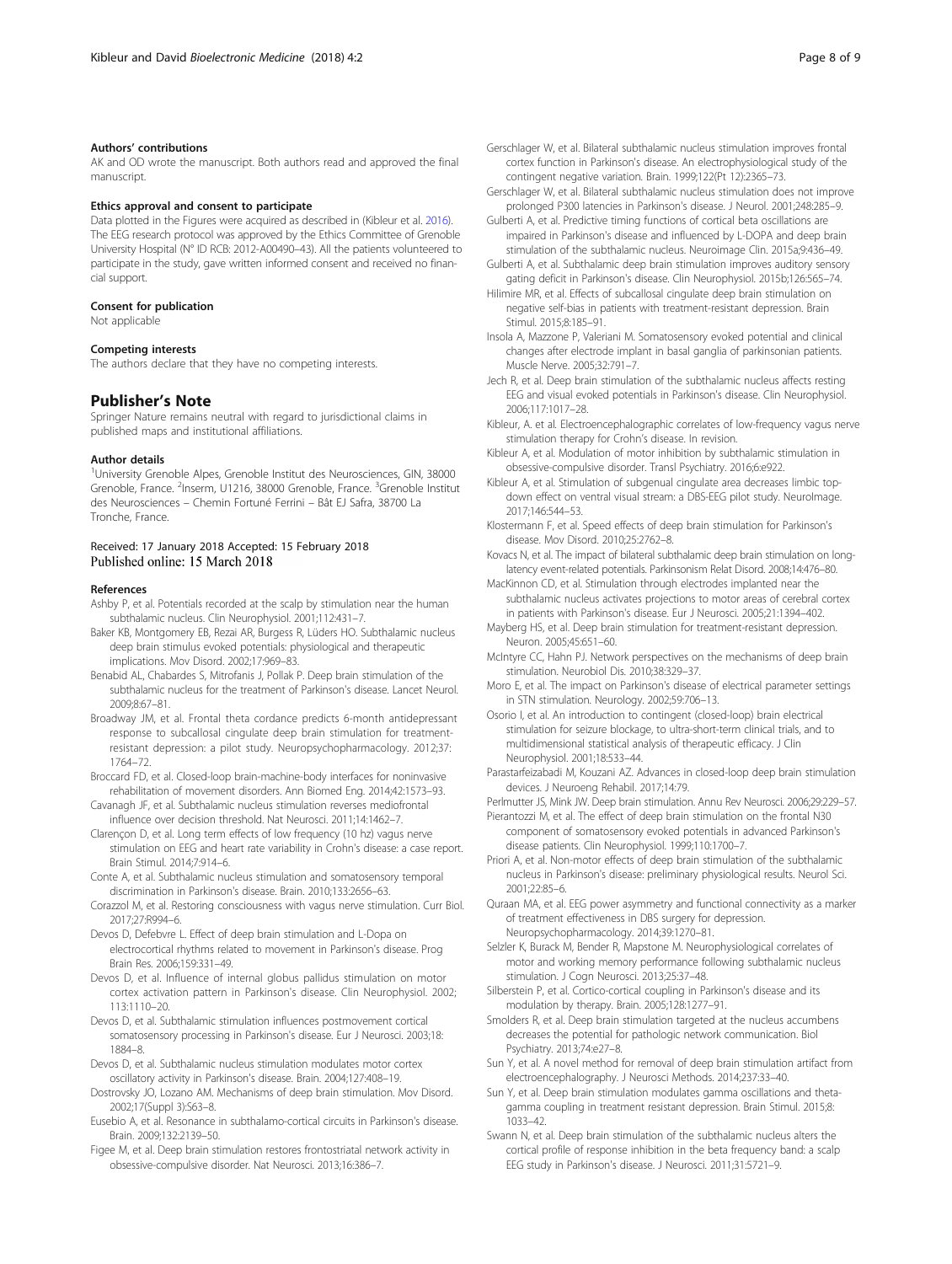#### Authors' contributions

AK and OD wrote the manuscript. Both authors read and approved the final manuscript.

#### Ethics approval and consent to participate

Data plotted in the Figures were acquired as described in (Kibleur et al. 2016). The EEG research protocol was approved by the Ethics Committee of Grenoble University Hospital (N° ID RCB: 2012-A00490–43). All the patients volunteered to participate in the study, gave written informed consent and received no financial support.

#### Consent for publication

Not applicable

#### Competing interests

The authors declare that they have no competing interests.

## Publisher's Note

Springer Nature remains neutral with regard to jurisdictional claims in published maps and institutional affiliations.

#### Author details

[1]University Grenoble Alpes, Grenoble Institut des Neurosciences, GIN, 38000 Grenoble, France. [2]Inserm, U1216, 38000 Grenoble, France. [3]Grenoble Institut des Neurosciences – Chemin Fortuné Ferrini – Bât EJ Safra, 38700 La Tronche, France.

Received: 17 January 2018 Accepted: 15 February 2018
Published online: 15 March 2018

#### References

Ashby P, et al. Potentials recorded at the scalp by stimulation near the human subthalamic nucleus. Clin Neurophysiol. 2001;112:431–7.

Baker KB, Montgomery EB, Rezai AR, Burgess R, Lüders HO. Subthalamic nucleus deep brain stimulus evoked potentials: physiological and therapeutic implications. Mov Disord. 2002;17:969–83.

Benabid AL, Chabardes S, Mitrofanis J, Pollak P. Deep brain stimulation of the subthalamic nucleus for the treatment of Parkinson's disease. Lancet Neurol. 2009;8:67–81.

Broadway JM, et al. Frontal theta cordance predicts 6-month antidepressant response to subcallosal cingulate deep brain stimulation for treatment-resistant depression: a pilot study. Neuropsychopharmacology. 2012;37: 1764–72.

Broccard FD, et al. Closed-loop brain-machine-body interfaces for noninvasive rehabilitation of movement disorders. Ann Biomed Eng. 2014;42:1573–93.

Cavanagh JF, et al. Subthalamic nucleus stimulation reverses mediofrontal influence over decision threshold. Nat Neurosci. 2011;14:1462–7.

Clarençon D, et al. Long term effects of low frequency (10 hz) vagus nerve stimulation on EEG and heart rate variability in Crohn's disease: a case report. Brain Stimul. 2014;7:914–6.

Conte A, et al. Subthalamic nucleus stimulation and somatosensory temporal discrimination in Parkinson's disease. Brain. 2010;133:2656–63.

Corazzol M, et al. Restoring consciousness with vagus nerve stimulation. Curr Biol. 2017;27:R994–6.

Devos D, Defebvre L. Effect of deep brain stimulation and L-Dopa on electrocortical rhythms related to movement in Parkinson's disease. Prog Brain Res. 2006;159:331–49.

Devos D, et al. Influence of internal globus pallidus stimulation on motor cortex activation pattern in Parkinson's disease. Clin Neurophysiol. 2002; 113:1110–20.

Devos D, et al. Subthalamic stimulation influences postmovement cortical somatosensory processing in Parkinson's disease. Eur J Neurosci. 2003;18: 1884–8.

Devos D, et al. Subthalamic nucleus stimulation modulates motor cortex oscillatory activity in Parkinson's disease. Brain. 2004;127:408–19.

Dostrovsky JO, Lozano AM. Mechanisms of deep brain stimulation. Mov Disord. 2002;17(Suppl 3):S63–8.

Eusebio A, et al. Resonance in subthalamo-cortical circuits in Parkinson's disease. Brain. 2009;132:2139–50.

Figee M, et al. Deep brain stimulation restores frontostriatal network activity in obsessive-compulsive disorder. Nat Neurosci. 2013;16:386–7.

Gerschlager W, et al. Bilateral subthalamic nucleus stimulation improves frontal cortex function in Parkinson's disease. An electrophysiological study of the contingent negative variation. Brain. 1999;122(Pt 12):2365–73.

Gerschlager W, et al. Bilateral subthalamic nucleus stimulation does not improve prolonged P300 latencies in Parkinson's disease. J Neurol. 2001;248:285–9.

Gulberti A, et al. Predictive timing functions of cortical beta oscillations are impaired in Parkinson's disease and influenced by L-DOPA and deep brain stimulation of the subthalamic nucleus. Neuroimage Clin. 2015a;9:436–49.

Gulberti A, et al. Subthalamic deep brain stimulation improves auditory sensory gating deficit in Parkinson's disease. Clin Neurophysiol. 2015b;126:565–74.

Hilimire MR, et al. Effects of subcallosal cingulate deep brain stimulation on negative self-bias in patients with treatment-resistant depression. Brain Stimul. 2015;8:185–91.

Insola A, Mazzone P, Valeriani M. Somatosensory evoked potential and clinical changes after electrode implant in basal ganglia of parkinsonian patients. Muscle Nerve. 2005;32:791–7.

Jech R, et al. Deep brain stimulation of the subthalamic nucleus affects resting EEG and visual evoked potentials in Parkinson's disease. Clin Neurophysiol. 2006;117:1017–28.

Kibleur, A. et al. Electroencephalographic correlates of low-frequency vagus nerve stimulation therapy for Crohn's disease. In revision.

Kibleur A, et al. Modulation of motor inhibition by subthalamic stimulation in obsessive-compulsive disorder. Transl Psychiatry. 2016;6:e922.

Kibleur A, et al. Stimulation of subgenual cingulate area decreases limbic top-down effect on ventral visual stream: a DBS-EEG pilot study. NeuroImage. 2017;146:544–53.

Klostermann F, et al. Speed effects of deep brain stimulation for Parkinson's disease. Mov Disord. 2010;25:2762–8.

Kovacs N, et al. The impact of bilateral subthalamic deep brain stimulation on long-latency event-related potentials. Parkinsonism Relat Disord. 2008;14:476–80.

MacKinnon CD, et al. Stimulation through electrodes implanted near the subthalamic nucleus activates projections to motor areas of cerebral cortex in patients with Parkinson's disease. Eur J Neurosci. 2005;21:1394–402.

Mayberg HS, et al. Deep brain stimulation for treatment-resistant depression. Neuron. 2005;45:651–60.

McIntyre CC, Hahn PJ. Network perspectives on the mechanisms of deep brain stimulation. Neurobiol Dis. 2010;38:329–37.

Moro E, et al. The impact on Parkinson's disease of electrical parameter settings in STN stimulation. Neurology. 2002;59:706–13.

Osorio I, et al. An introduction to contingent (closed-loop) brain electrical stimulation for seizure blockage, to ultra-short-term clinical trials, and to multidimensional statistical analysis of therapeutic efficacy. J Clin Neurophysiol. 2001;18:533–44.

Parastarfeizabadi M, Kouzani AZ. Advances in closed-loop deep brain stimulation devices. J Neuroeng Rehabil. 2017;14:79.

Perlmutter JS, Mink JW. Deep brain stimulation. Annu Rev Neurosci. 2006;29:229–57.

Pierantozzi M, et al. The effect of deep brain stimulation on the frontal N30 component of somatosensory evoked potentials in advanced Parkinson's disease patients. Clin Neurophysiol. 1999;110:1700–7.

Priori A, et al. Non-motor effects of deep brain stimulation of the subthalamic nucleus in Parkinson's disease: preliminary physiological results. Neurol Sci. 2001;22:85–6.

Quraan MA, et al. EEG power asymmetry and functional connectivity as a marker of treatment effectiveness in DBS surgery for depression. Neuropsychopharmacology. 2014;39:1270–81.

Selzler K, Burack M, Bender R, Mapstone M. Neurophysiological correlates of motor and working memory performance following subthalamic nucleus stimulation. J Cogn Neurosci. 2013;25:37–48.

Silberstein P, et al. Cortico-cortical coupling in Parkinson's disease and its modulation by therapy. Brain. 2005;128:1277–91.

Smolders R, et al. Deep brain stimulation targeted at the nucleus accumbens decreases the potential for pathologic network communication. Biol Psychiatry. 2013;74:e27–8.

Sun Y, et al. A novel method for removal of deep brain stimulation artifact from electroencephalography. J Neurosci Methods. 2014;237:33–40.

Sun Y, et al. Deep brain stimulation modulates gamma oscillations and theta-gamma coupling in treatment resistant depression. Brain Stimul. 2015;8: 1033–42.

Swann N, et al. Deep brain stimulation of the subthalamic nucleus alters the cortical profile of response inhibition in the beta frequency band: a scalp EEG study in Parkinson's disease. J Neurosci. 2011;31:5721–9.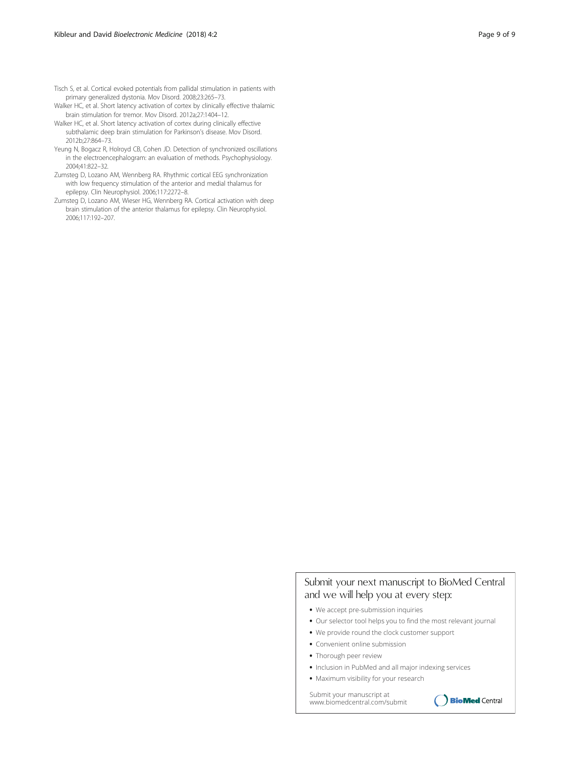Tisch S, et al. Cortical evoked potentials from pallidal stimulation in patients with primary generalized dystonia. Mov Disord. 2008;23:265–73.

Walker HC, et al. Short latency activation of cortex by clinically effective thalamic brain stimulation for tremor. Mov Disord. 2012a;27:1404–12.

Walker HC, et al. Short latency activation of cortex during clinically effective subthalamic deep brain stimulation for Parkinson's disease. Mov Disord. 2012b;27:864–73.

Yeung N, Bogacz R, Holroyd CB, Cohen JD. Detection of synchronized oscillations in the electroencephalogram: an evaluation of methods. Psychophysiology. 2004;41:822–32.

Zumsteg D, Lozano AM, Wennberg RA. Rhythmic cortical EEG synchronization with low frequency stimulation of the anterior and medial thalamus for epilepsy. Clin Neurophysiol. 2006;117:2272–8.

Zumsteg D, Lozano AM, Wieser HG, Wennberg RA. Cortical activation with deep brain stimulation of the anterior thalamus for epilepsy. Clin Neurophysiol. 2006;117:192–207.

Submit your next manuscript to BioMed Central and we will help you at every step:

- We accept pre-submission inquiries
- Our selector tool helps you to find the most relevant journal
- We provide round the clock customer support
- Convenient online submission
- Thorough peer review
- Inclusion in PubMed and all major indexing services
- Maximum visibility for your research

Submit your manuscript at www.biomedcentral.com/submit

BioMed Central